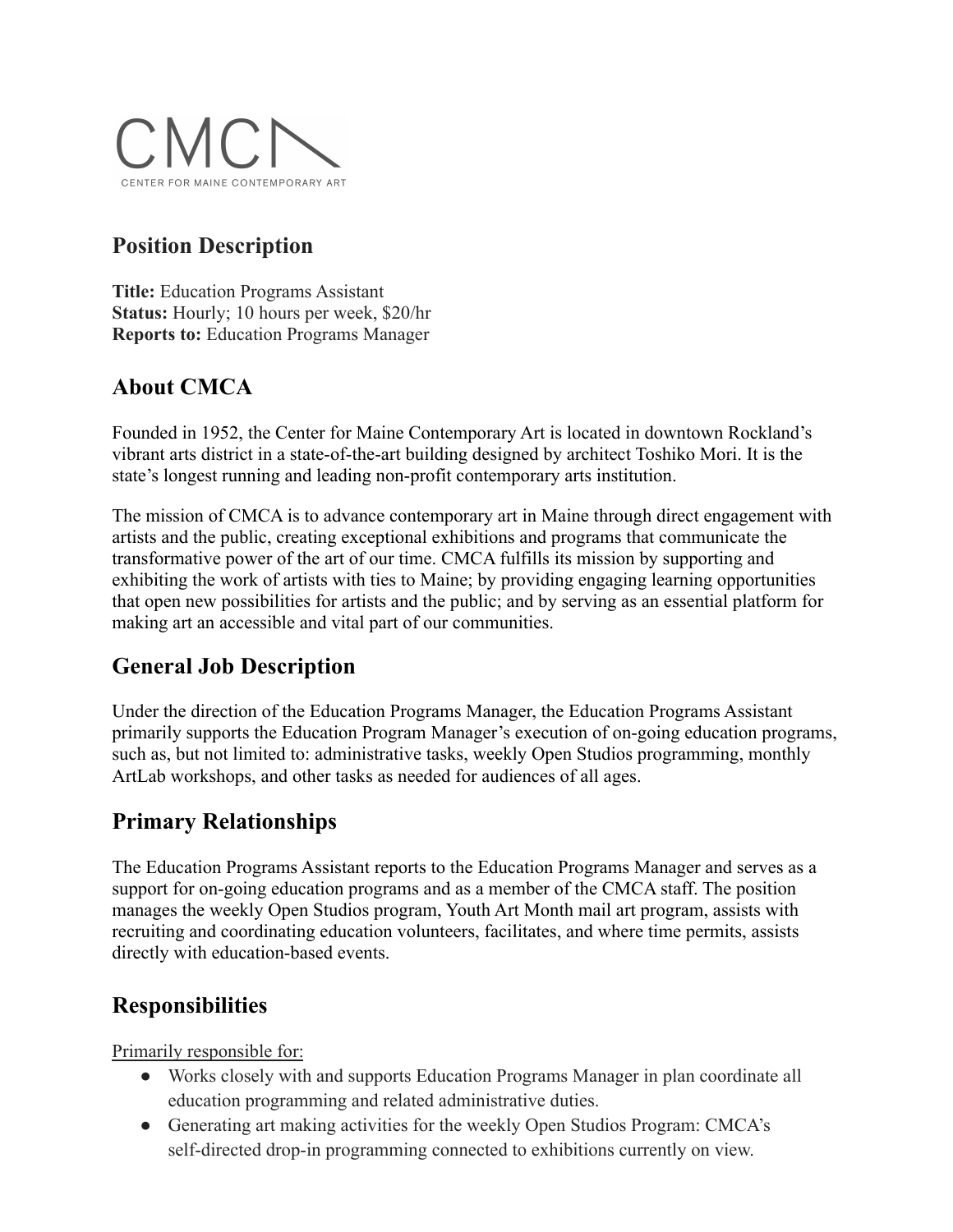CMCA

CENTER FOR MAINE CONTEMPORARY ART

## Position Description

**Title:** Education Programs Assistant
**Status:** Hourly; 10 hours per week, $20/hr
**Reports to:** Education Programs Manager

## About CMCA

Founded in 1952, the Center for Maine Contemporary Art is located in downtown Rockland's vibrant arts district in a state-of-the-art building designed by architect Toshiko Mori. It is the state's longest running and leading non-profit contemporary arts institution.

The mission of CMCA is to advance contemporary art in Maine through direct engagement with artists and the public, creating exceptional exhibitions and programs that communicate the transformative power of the art of our time. CMCA fulfills its mission by supporting and exhibiting the work of artists with ties to Maine; by providing engaging learning opportunities that open new possibilities for artists and the public; and by serving as an essential platform for making art an accessible and vital part of our communities.

## General Job Description

Under the direction of the Education Programs Manager, the Education Programs Assistant primarily supports the Education Program Manager's execution of on-going education programs, such as, but not limited to: administrative tasks, weekly Open Studios programming, monthly ArtLab workshops, and other tasks as needed for audiences of all ages.

## Primary Relationships

The Education Programs Assistant reports to the Education Programs Manager and serves as a support for on-going education programs and as a member of the CMCA staff. The position manages the weekly Open Studios program, Youth Art Month mail art program, assists with recruiting and coordinating education volunteers, facilitates, and where time permits, assists directly with education-based events.

## Responsibilities

Primarily responsible for:

- Works closely with and supports Education Programs Manager in plan coordinate all education programming and related administrative duties.
- Generating art making activities for the weekly Open Studios Program: CMCA's self-directed drop-in programming connected to exhibitions currently on view.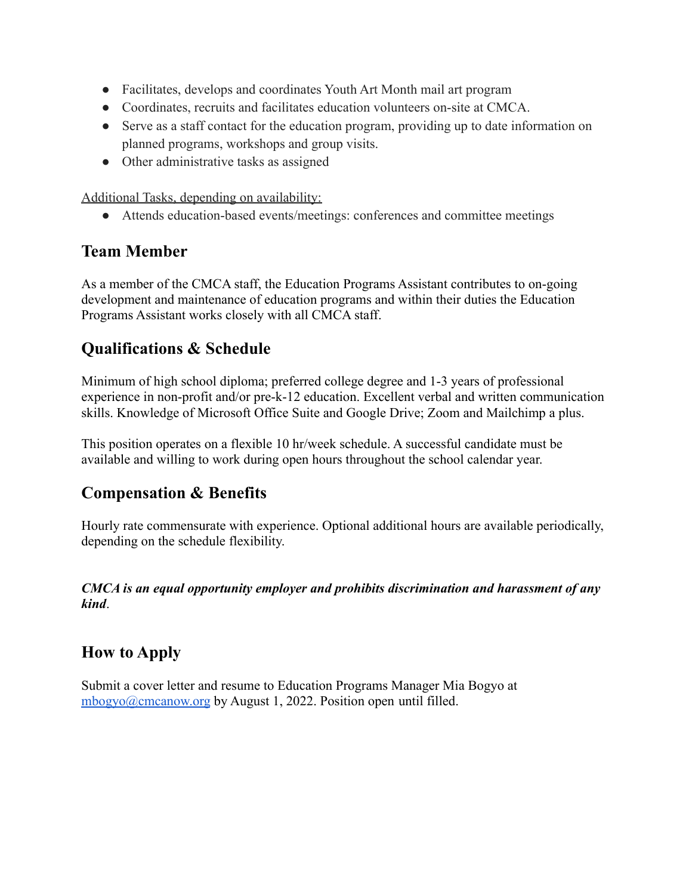- Facilitates, develops and coordinates Youth Art Month mail art program
- Coordinates, recruits and facilitates education volunteers on-site at CMCA.
- Serve as a staff contact for the education program, providing up to date information on planned programs, workshops and group visits.
- Other administrative tasks as assigned

Additional Tasks, depending on availability:

- Attends education-based events/meetings: conferences and committee meetings

## Team Member

As a member of the CMCA staff, the Education Programs Assistant contributes to on-going development and maintenance of education programs and within their duties the Education Programs Assistant works closely with all CMCA staff.

## Qualifications & Schedule

Minimum of high school diploma; preferred college degree and 1-3 years of professional experience in non-profit and/or pre-k-12 education. Excellent verbal and written communication skills. Knowledge of Microsoft Office Suite and Google Drive; Zoom and Mailchimp a plus.

This position operates on a flexible 10 hr/week schedule. A successful candidate must be available and willing to work during open hours throughout the school calendar year.

## Compensation & Benefits

Hourly rate commensurate with experience. Optional additional hours are available periodically, depending on the schedule flexibility.

***CMCA is an equal opportunity employer and prohibits discrimination and harassment of any kind***.

## How to Apply

Submit a cover letter and resume to Education Programs Manager Mia Bogyo at mbogyo@cmcanow.org by August 1, 2022. Position open until filled.